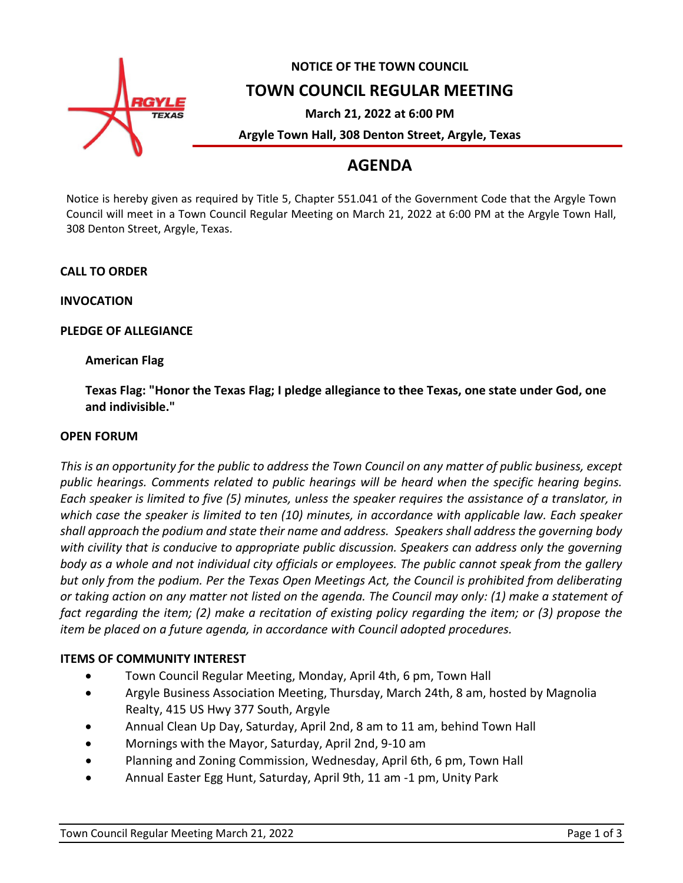**NOTICE OF THE TOWN COUNCIL**

# TOWN COUNCIL REGULAR MEETING

**March 21, 2022 at 6:00 PM**

**Argyle Town Hall, 308 Denton Street, Argyle, Texas**

# AGENDA

Notice is hereby given as required by Title 5, Chapter 551.041 of the Government Code that the Argyle Town Council will meet in a Town Council Regular Meeting on March 21, 2022 at 6:00 PM at the Argyle Town Hall, 308 Denton Street, Argyle, Texas.

**CALL TO ORDER**

**INVOCATION**

**PLEDGE OF ALLEGIANCE**

**American Flag**

**Texas Flag: "Honor the Texas Flag; I pledge allegiance to thee Texas, one state under God, one and indivisible."**

**OPEN FORUM**

*This is an opportunity for the public to address the Town Council on any matter of public business, except public hearings. Comments related to public hearings will be heard when the specific hearing begins. Each speaker is limited to five (5) minutes, unless the speaker requires the assistance of a translator, in which case the speaker is limited to ten (10) minutes, in accordance with applicable law. Each speaker shall approach the podium and state their name and address. Speakers shall address the governing body with civility that is conducive to appropriate public discussion. Speakers can address only the governing body as a whole and not individual city officials or employees. The public cannot speak from the gallery but only from the podium. Per the Texas Open Meetings Act, the Council is prohibited from deliberating or taking action on any matter not listed on the agenda. The Council may only: (1) make a statement of fact regarding the item; (2) make a recitation of existing policy regarding the item; or (3) propose the item be placed on a future agenda, in accordance with Council adopted procedures.*

**ITEMS OF COMMUNITY INTEREST**

- Town Council Regular Meeting, Monday, April 4th, 6 pm, Town Hall
- Argyle Business Association Meeting, Thursday, March 24th, 8 am, hosted by Magnolia Realty, 415 US Hwy 377 South, Argyle
- Annual Clean Up Day, Saturday, April 2nd, 8 am to 11 am, behind Town Hall
- Mornings with the Mayor, Saturday, April 2nd, 9-10 am
- Planning and Zoning Commission, Wednesday, April 6th, 6 pm, Town Hall
- Annual Easter Egg Hunt, Saturday, April 9th, 11 am -1 pm, Unity Park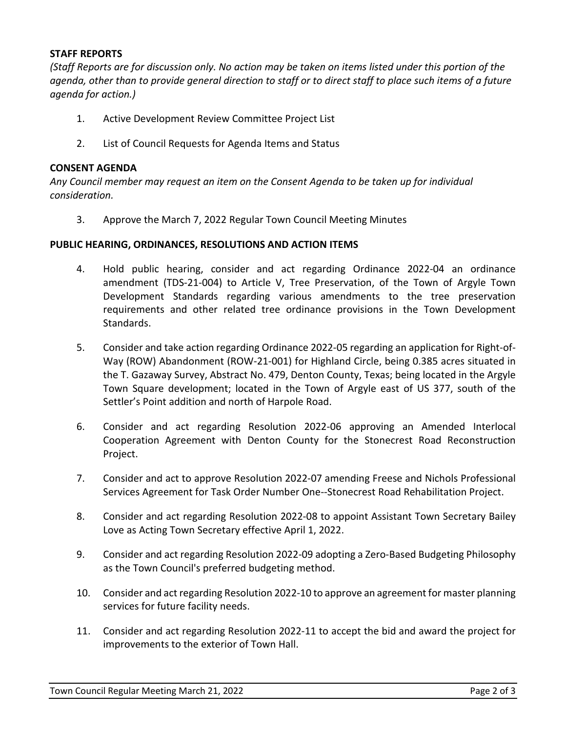**STAFF REPORTS**

*(Staff Reports are for discussion only. No action may be taken on items listed under this portion of the agenda, other than to provide general direction to staff or to direct staff to place such items of a future agenda for action.)*

1. Active Development Review Committee Project List

2. List of Council Requests for Agenda Items and Status

**CONSENT AGENDA**

*Any Council member may request an item on the Consent Agenda to be taken up for individual consideration.*

3. Approve the March 7, 2022 Regular Town Council Meeting Minutes

**PUBLIC HEARING, ORDINANCES, RESOLUTIONS AND ACTION ITEMS**

4. Hold public hearing, consider and act regarding Ordinance 2022-04 an ordinance amendment (TDS-21-004) to Article V, Tree Preservation, of the Town of Argyle Town Development Standards regarding various amendments to the tree preservation requirements and other related tree ordinance provisions in the Town Development Standards.

5. Consider and take action regarding Ordinance 2022-05 regarding an application for Right-of-Way (ROW) Abandonment (ROW-21-001) for Highland Circle, being 0.385 acres situated in the T. Gazaway Survey, Abstract No. 479, Denton County, Texas; being located in the Argyle Town Square development; located in the Town of Argyle east of US 377, south of the Settler's Point addition and north of Harpole Road.

6. Consider and act regarding Resolution 2022-06 approving an Amended Interlocal Cooperation Agreement with Denton County for the Stonecrest Road Reconstruction Project.

7. Consider and act to approve Resolution 2022-07 amending Freese and Nichols Professional Services Agreement for Task Order Number One--Stonecrest Road Rehabilitation Project.

8. Consider and act regarding Resolution 2022-08 to appoint Assistant Town Secretary Bailey Love as Acting Town Secretary effective April 1, 2022.

9. Consider and act regarding Resolution 2022-09 adopting a Zero-Based Budgeting Philosophy as the Town Council's preferred budgeting method.

10. Consider and act regarding Resolution 2022-10 to approve an agreement for master planning services for future facility needs.

11. Consider and act regarding Resolution 2022-11 to accept the bid and award the project for improvements to the exterior of Town Hall.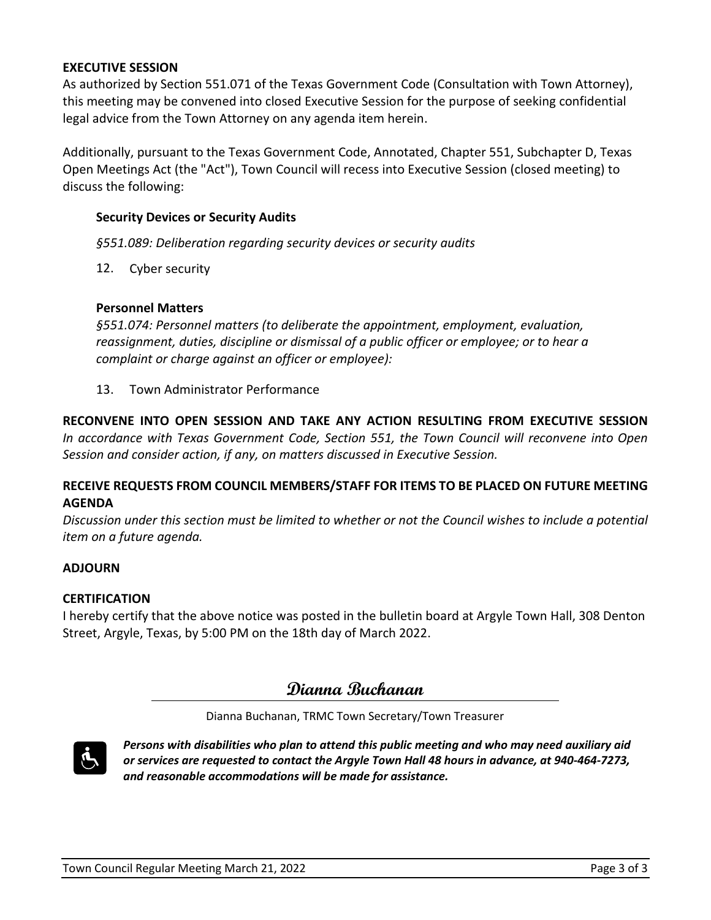**EXECUTIVE SESSION**

As authorized by Section 551.071 of the Texas Government Code (Consultation with Town Attorney), this meeting may be convened into closed Executive Session for the purpose of seeking confidential legal advice from the Town Attorney on any agenda item herein.

Additionally, pursuant to the Texas Government Code, Annotated, Chapter 551, Subchapter D, Texas Open Meetings Act (the "Act"), Town Council will recess into Executive Session (closed meeting) to discuss the following:

**Security Devices or Security Audits**

*§551.089: Deliberation regarding security devices or security audits*

12. Cyber security

**Personnel Matters**

*§551.074: Personnel matters (to deliberate the appointment, employment, evaluation, reassignment, duties, discipline or dismissal of a public officer or employee; or to hear a complaint or charge against an officer or employee):*

13. Town Administrator Performance

**RECONVENE INTO OPEN SESSION AND TAKE ANY ACTION RESULTING FROM EXECUTIVE SESSION**

*In accordance with Texas Government Code, Section 551, the Town Council will reconvene into Open Session and consider action, if any, on matters discussed in Executive Session.*

**RECEIVE REQUESTS FROM COUNCIL MEMBERS/STAFF FOR ITEMS TO BE PLACED ON FUTURE MEETING AGENDA**

*Discussion under this section must be limited to whether or not the Council wishes to include a potential item on a future agenda.*

**ADJOURN**

**CERTIFICATION**

I hereby certify that the above notice was posted in the bulletin board at Argyle Town Hall, 308 Denton Street, Argyle, Texas, by 5:00 PM on the 18th day of March 2022.

Dianna Buchanan

Dianna Buchanan, TRMC Town Secretary/Town Treasurer

***Persons with disabilities who plan to attend this public meeting and who may need auxiliary aid or services are requested to contact the Argyle Town Hall 48 hours in advance, at 940-464-7273, and reasonable accommodations will be made for assistance.***